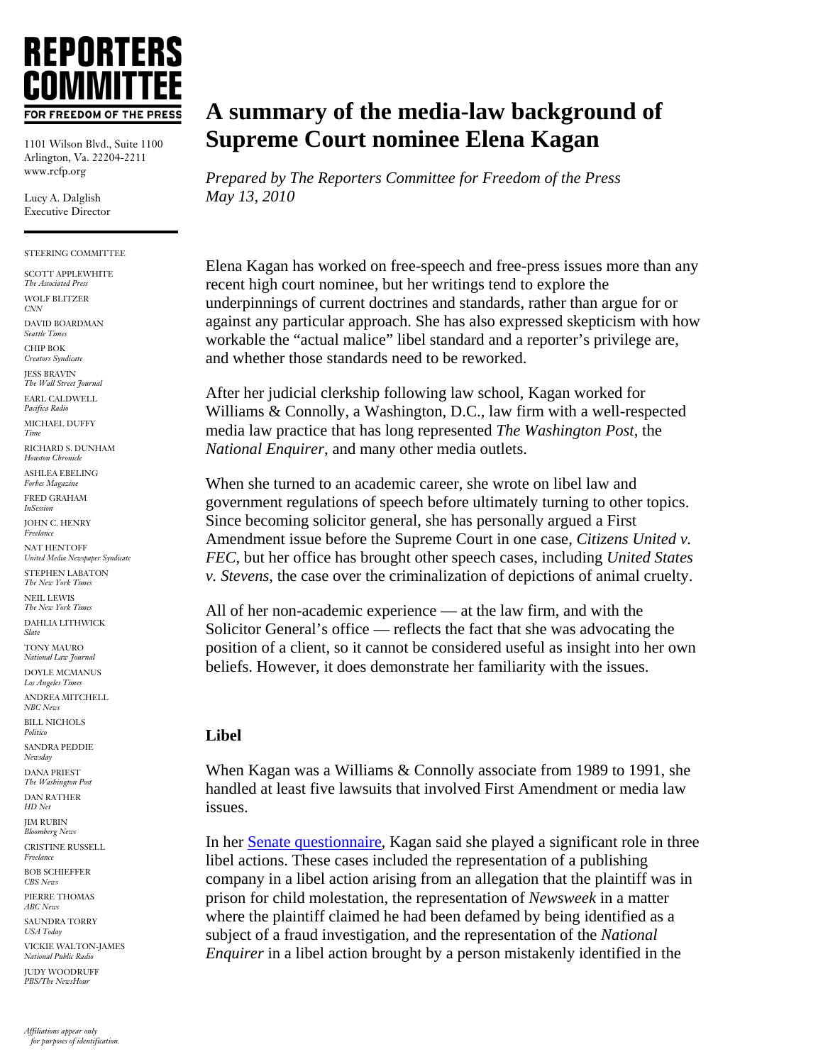**REPORTERS COMMITTEE**
**FOR FREEDOM OF THE PRESS**

1101 Wilson Blvd., Suite 1100
Arlington, Va. 22204-2211
www.rcfp.org

Lucy A. Dalglish
Executive Director

STEERING COMMITTEE

SCOTT APPLEWHITE
*The Associated Press*

WOLF BLITZER
*CNN*

DAVID BOARDMAN
*Seattle Times*

CHIP BOK
*Creators Syndicate*

JESS BRAVIN
*The Wall Street Journal*

EARL CALDWELL
*Pacifica Radio*

MICHAEL DUFFY
*Time*

RICHARD S. DUNHAM
*Houston Chronicle*

ASHLEA EBELING
*Forbes Magazine*

FRED GRAHAM
*InSession*

JOHN C. HENRY
*Freelance*

NAT HENTOFF
*United Media Newspaper Syndicate*

STEPHEN LABATON
*The New York Times*

NEIL LEWIS
*The New York Times*

DAHLIA LITHWICK
*Slate*

TONY MAURO
*National Law Journal*

DOYLE MCMANUS
*Los Angeles Times*

ANDREA MITCHELL
*NBC News*

BILL NICHOLS
*Politico*

SANDRA PEDDIE
*Newsday*

DANA PRIEST
*The Washington Post*

DAN RATHER
*HD Net*

JIM RUBIN
*Bloomberg News*

CRISTINE RUSSELL
*Freelance*

BOB SCHIEFFER
*CBS News*

PIERRE THOMAS
*ABC News*

SAUNDRA TORRY
*USA Today*

VICKIE WALTON-JAMES
*National Public Radio*

JUDY WOODRUFF
*PBS/The NewsHour*

*Affiliations appear only for purposes of identification.*

# A summary of the media-law background of Supreme Court nominee Elena Kagan

*Prepared by The Reporters Committee for Freedom of the Press*
*May 13, 2010*

Elena Kagan has worked on free-speech and free-press issues more than any recent high court nominee, but her writings tend to explore the underpinnings of current doctrines and standards, rather than argue for or against any particular approach. She has also expressed skepticism with how workable the "actual malice" libel standard and a reporter's privilege are, and whether those standards need to be reworked.

After her judicial clerkship following law school, Kagan worked for Williams & Connolly, a Washington, D.C., law firm with a well-respected media law practice that has long represented *The Washington Post*, the *National Enquirer*, and many other media outlets.

When she turned to an academic career, she wrote on libel law and government regulations of speech before ultimately turning to other topics. Since becoming solicitor general, she has personally argued a First Amendment issue before the Supreme Court in one case, *Citizens United v. FEC*, but her office has brought other speech cases, including *United States v. Stevens*, the case over the criminalization of depictions of animal cruelty.

All of her non-academic experience — at the law firm, and with the Solicitor General's office — reflects the fact that she was advocating the position of a client, so it cannot be considered useful as insight into her own beliefs. However, it does demonstrate her familiarity with the issues.

## Libel

When Kagan was a Williams & Connolly associate from 1989 to 1991, she handled at least five lawsuits that involved First Amendment or media law issues.

In her Senate questionnaire, Kagan said she played a significant role in three libel actions. These cases included the representation of a publishing company in a libel action arising from an allegation that the plaintiff was in prison for child molestation, the representation of *Newsweek* in a matter where the plaintiff claimed he had been defamed by being identified as a subject of a fraud investigation, and the representation of the *National Enquirer* in a libel action brought by a person mistakenly identified in the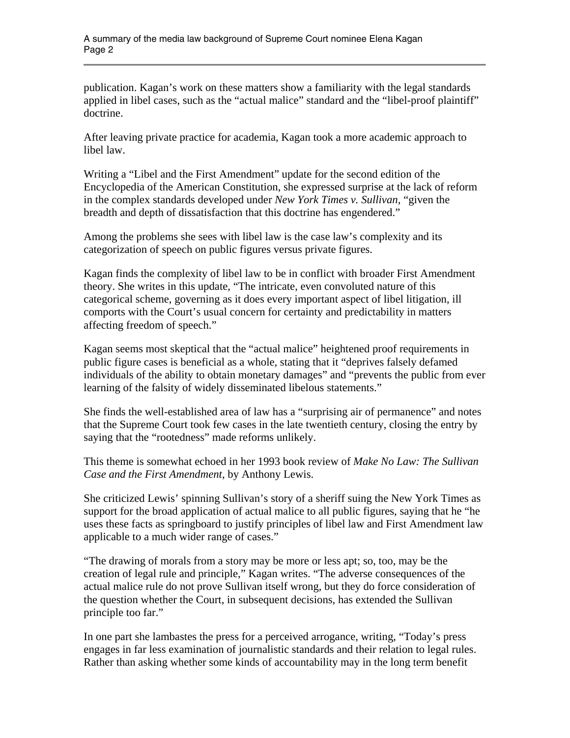publication. Kagan's work on these matters show a familiarity with the legal standards applied in libel cases, such as the "actual malice" standard and the "libel-proof plaintiff" doctrine.

After leaving private practice for academia, Kagan took a more academic approach to libel law.

Writing a "Libel and the First Amendment" update for the second edition of the Encyclopedia of the American Constitution, she expressed surprise at the lack of reform in the complex standards developed under *New York Times v. Sullivan*, "given the breadth and depth of dissatisfaction that this doctrine has engendered."

Among the problems she sees with libel law is the case law's complexity and its categorization of speech on public figures versus private figures.

Kagan finds the complexity of libel law to be in conflict with broader First Amendment theory. She writes in this update, "The intricate, even convoluted nature of this categorical scheme, governing as it does every important aspect of libel litigation, ill comports with the Court's usual concern for certainty and predictability in matters affecting freedom of speech."

Kagan seems most skeptical that the "actual malice" heightened proof requirements in public figure cases is beneficial as a whole, stating that it "deprives falsely defamed individuals of the ability to obtain monetary damages" and "prevents the public from ever learning of the falsity of widely disseminated libelous statements."

She finds the well-established area of law has a "surprising air of permanence" and notes that the Supreme Court took few cases in the late twentieth century, closing the entry by saying that the "rootedness" made reforms unlikely.

This theme is somewhat echoed in her 1993 book review of *Make No Law: The Sullivan Case and the First Amendment*, by Anthony Lewis.

She criticized Lewis' spinning Sullivan's story of a sheriff suing the New York Times as support for the broad application of actual malice to all public figures, saying that he "he uses these facts as springboard to justify principles of libel law and First Amendment law applicable to a much wider range of cases."

"The drawing of morals from a story may be more or less apt; so, too, may be the creation of legal rule and principle," Kagan writes. "The adverse consequences of the actual malice rule do not prove Sullivan itself wrong, but they do force consideration of the question whether the Court, in subsequent decisions, has extended the Sullivan principle too far."

In one part she lambastes the press for a perceived arrogance, writing, "Today's press engages in far less examination of journalistic standards and their relation to legal rules. Rather than asking whether some kinds of accountability may in the long term benefit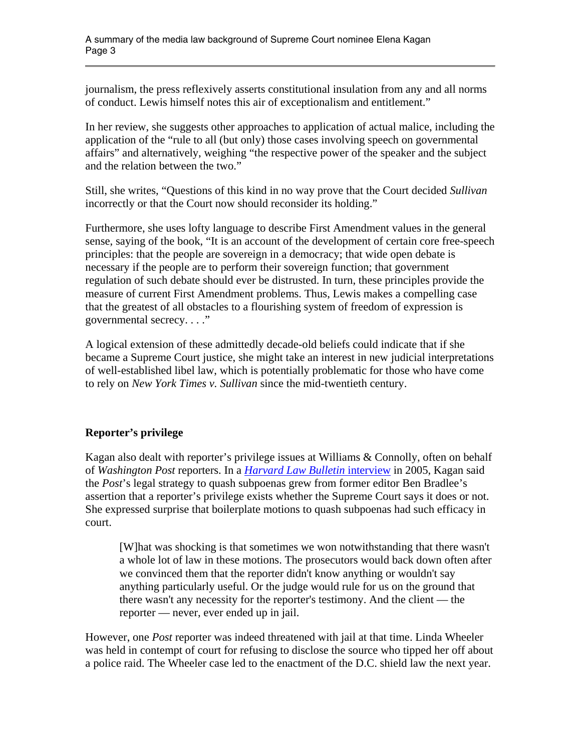journalism, the press reflexively asserts constitutional insulation from any and all norms of conduct. Lewis himself notes this air of exceptionalism and entitlement."

In her review, she suggests other approaches to application of actual malice, including the application of the "rule to all (but only) those cases involving speech on governmental affairs" and alternatively, weighing "the respective power of the speaker and the subject and the relation between the two."

Still, she writes, "Questions of this kind in no way prove that the Court decided *Sullivan* incorrectly or that the Court now should reconsider its holding."

Furthermore, she uses lofty language to describe First Amendment values in the general sense, saying of the book, "It is an account of the development of certain core free-speech principles: that the people are sovereign in a democracy; that wide open debate is necessary if the people are to perform their sovereign function; that government regulation of such debate should ever be distrusted. In turn, these principles provide the measure of current First Amendment problems. Thus, Lewis makes a compelling case that the greatest of all obstacles to a flourishing system of freedom of expression is governmental secrecy. . . ."

A logical extension of these admittedly decade-old beliefs could indicate that if she became a Supreme Court justice, she might take an interest in new judicial interpretations of well-established libel law, which is potentially problematic for those who have come to rely on *New York Times v. Sullivan* since the mid-twentieth century.

**Reporter's privilege**

Kagan also dealt with reporter's privilege issues at Williams & Connolly, often on behalf of *Washington Post* reporters. In a [*Harvard Law Bulletin* interview] in 2005, Kagan said the *Post*'s legal strategy to quash subpoenas grew from former editor Ben Bradlee's assertion that a reporter's privilege exists whether the Supreme Court says it does or not. She expressed surprise that boilerplate motions to quash subpoenas had such efficacy in court.

> [W]hat was shocking is that sometimes we won notwithstanding that there wasn't a whole lot of law in these motions. The prosecutors would back down often after we convinced them that the reporter didn't know anything or wouldn't say anything particularly useful. Or the judge would rule for us on the ground that there wasn't any necessity for the reporter's testimony. And the client — the reporter — never, ever ended up in jail.

However, one *Post* reporter was indeed threatened with jail at that time. Linda Wheeler was held in contempt of court for refusing to disclose the source who tipped her off about a police raid. The Wheeler case led to the enactment of the D.C. shield law the next year.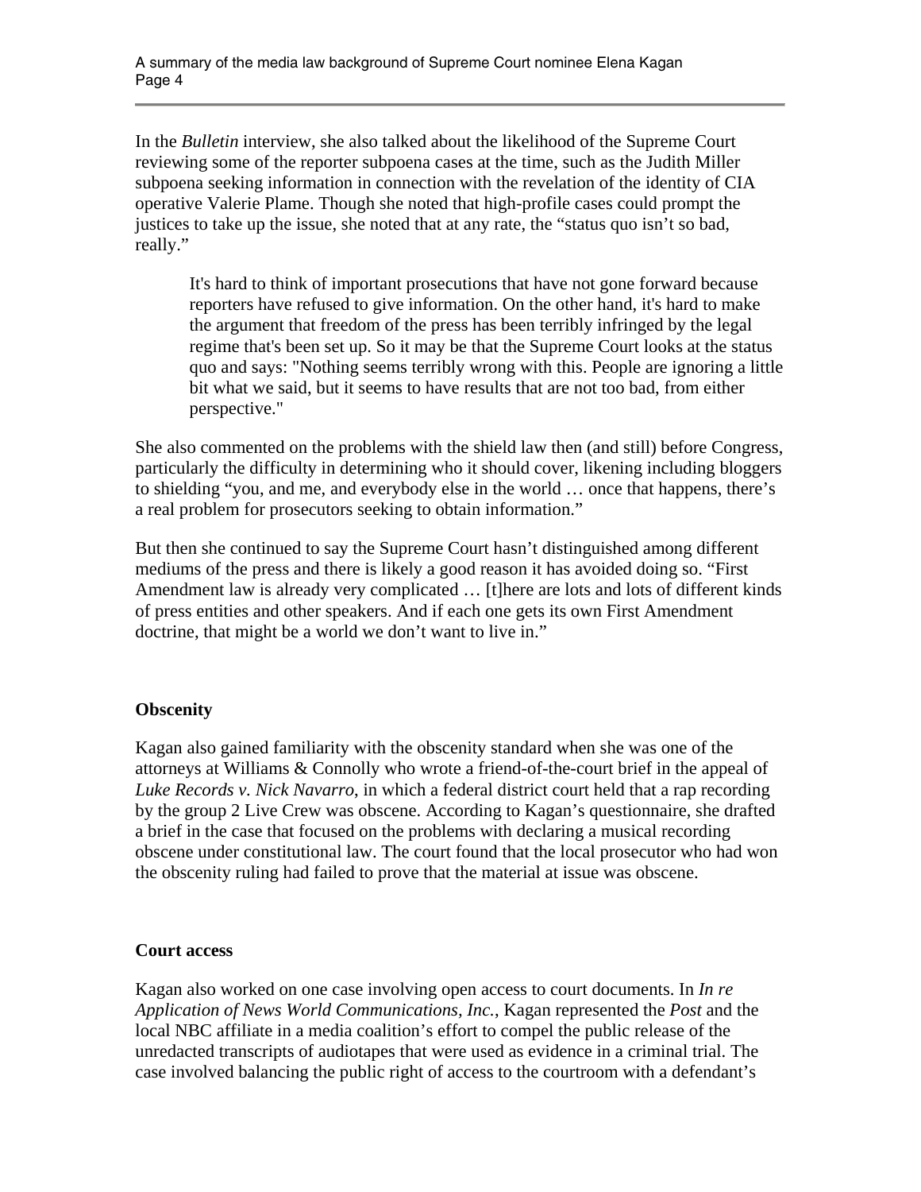In the *Bulletin* interview, she also talked about the likelihood of the Supreme Court reviewing some of the reporter subpoena cases at the time, such as the Judith Miller subpoena seeking information in connection with the revelation of the identity of CIA operative Valerie Plame. Though she noted that high-profile cases could prompt the justices to take up the issue, she noted that at any rate, the "status quo isn't so bad, really."

> It's hard to think of important prosecutions that have not gone forward because reporters have refused to give information. On the other hand, it's hard to make the argument that freedom of the press has been terribly infringed by the legal regime that's been set up. So it may be that the Supreme Court looks at the status quo and says: "Nothing seems terribly wrong with this. People are ignoring a little bit what we said, but it seems to have results that are not too bad, from either perspective."

She also commented on the problems with the shield law then (and still) before Congress, particularly the difficulty in determining who it should cover, likening including bloggers to shielding "you, and me, and everybody else in the world … once that happens, there's a real problem for prosecutors seeking to obtain information."

But then she continued to say the Supreme Court hasn't distinguished among different mediums of the press and there is likely a good reason it has avoided doing so. "First Amendment law is already very complicated … [t]here are lots and lots of different kinds of press entities and other speakers. And if each one gets its own First Amendment doctrine, that might be a world we don't want to live in."

**Obscenity**

Kagan also gained familiarity with the obscenity standard when she was one of the attorneys at Williams & Connolly who wrote a friend-of-the-court brief in the appeal of *Luke Records v. Nick Navarro*, in which a federal district court held that a rap recording by the group 2 Live Crew was obscene. According to Kagan's questionnaire, she drafted a brief in the case that focused on the problems with declaring a musical recording obscene under constitutional law. The court found that the local prosecutor who had won the obscenity ruling had failed to prove that the material at issue was obscene.

**Court access**

Kagan also worked on one case involving open access to court documents. In *In re Application of News World Communications, Inc.*, Kagan represented the *Post* and the local NBC affiliate in a media coalition's effort to compel the public release of the unredacted transcripts of audiotapes that were used as evidence in a criminal trial. The case involved balancing the public right of access to the courtroom with a defendant's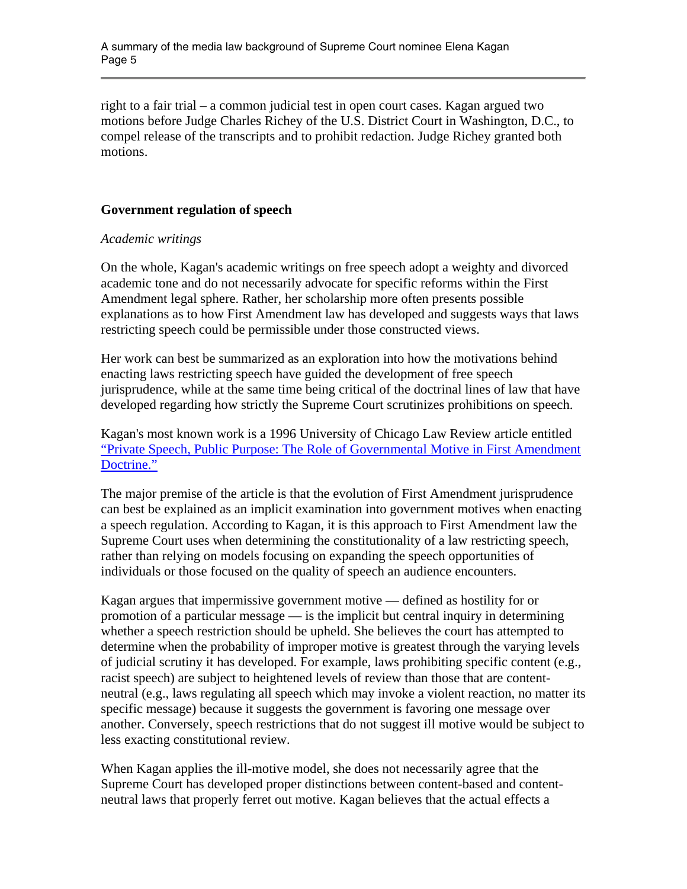right to a fair trial – a common judicial test in open court cases. Kagan argued two motions before Judge Charles Richey of the U.S. District Court in Washington, D.C., to compel release of the transcripts and to prohibit redaction. Judge Richey granted both motions.

## Government regulation of speech

*Academic writings*

On the whole, Kagan's academic writings on free speech adopt a weighty and divorced academic tone and do not necessarily advocate for specific reforms within the First Amendment legal sphere. Rather, her scholarship more often presents possible explanations as to how First Amendment law has developed and suggests ways that laws restricting speech could be permissible under those constructed views.

Her work can best be summarized as an exploration into how the motivations behind enacting laws restricting speech have guided the development of free speech jurisprudence, while at the same time being critical of the doctrinal lines of law that have developed regarding how strictly the Supreme Court scrutinizes prohibitions on speech.

Kagan's most known work is a 1996 University of Chicago Law Review article entitled "Private Speech, Public Purpose: The Role of Governmental Motive in First Amendment Doctrine."

The major premise of the article is that the evolution of First Amendment jurisprudence can best be explained as an implicit examination into government motives when enacting a speech regulation. According to Kagan, it is this approach to First Amendment law the Supreme Court uses when determining the constitutionality of a law restricting speech, rather than relying on models focusing on expanding the speech opportunities of individuals or those focused on the quality of speech an audience encounters.

Kagan argues that impermissive government motive — defined as hostility for or promotion of a particular message — is the implicit but central inquiry in determining whether a speech restriction should be upheld. She believes the court has attempted to determine when the probability of improper motive is greatest through the varying levels of judicial scrutiny it has developed. For example, laws prohibiting specific content (e.g., racist speech) are subject to heightened levels of review than those that are content-neutral (e.g., laws regulating all speech which may invoke a violent reaction, no matter its specific message) because it suggests the government is favoring one message over another. Conversely, speech restrictions that do not suggest ill motive would be subject to less exacting constitutional review.

When Kagan applies the ill-motive model, she does not necessarily agree that the Supreme Court has developed proper distinctions between content-based and content-neutral laws that properly ferret out motive. Kagan believes that the actual effects a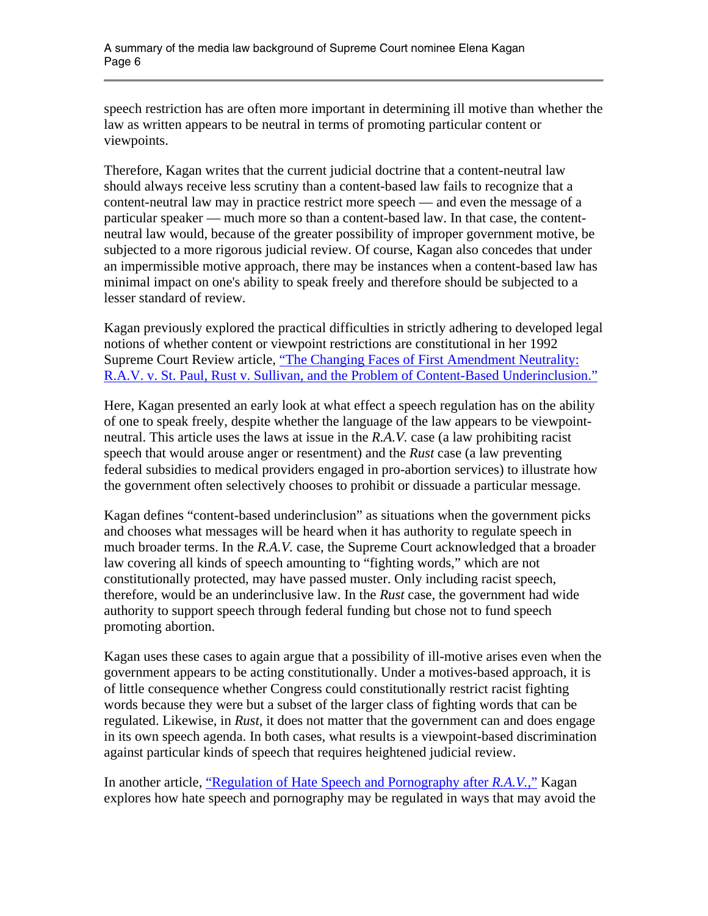speech restriction has are often more important in determining ill motive than whether the law as written appears to be neutral in terms of promoting particular content or viewpoints.

Therefore, Kagan writes that the current judicial doctrine that a content-neutral law should always receive less scrutiny than a content-based law fails to recognize that a content-neutral law may in practice restrict more speech — and even the message of a particular speaker — much more so than a content-based law. In that case, the content-neutral law would, because of the greater possibility of improper government motive, be subjected to a more rigorous judicial review. Of course, Kagan also concedes that under an impermissible motive approach, there may be instances when a content-based law has minimal impact on one's ability to speak freely and therefore should be subjected to a lesser standard of review.

Kagan previously explored the practical difficulties in strictly adhering to developed legal notions of whether content or viewpoint restrictions are constitutional in her 1992 Supreme Court Review article, "The Changing Faces of First Amendment Neutrality: R.A.V. v. St. Paul, Rust v. Sullivan, and the Problem of Content-Based Underinclusion."

Here, Kagan presented an early look at what effect a speech regulation has on the ability of one to speak freely, despite whether the language of the law appears to be viewpoint-neutral. This article uses the laws at issue in the *R.A.V.* case (a law prohibiting racist speech that would arouse anger or resentment) and the *Rust* case (a law preventing federal subsidies to medical providers engaged in pro-abortion services) to illustrate how the government often selectively chooses to prohibit or dissuade a particular message.

Kagan defines "content-based underinclusion" as situations when the government picks and chooses what messages will be heard when it has authority to regulate speech in much broader terms. In the *R.A.V.* case, the Supreme Court acknowledged that a broader law covering all kinds of speech amounting to "fighting words," which are not constitutionally protected, may have passed muster. Only including racist speech, therefore, would be an underinclusive law. In the *Rust* case, the government had wide authority to support speech through federal funding but chose not to fund speech promoting abortion.

Kagan uses these cases to again argue that a possibility of ill-motive arises even when the government appears to be acting constitutionally. Under a motives-based approach, it is of little consequence whether Congress could constitutionally restrict racist fighting words because they were but a subset of the larger class of fighting words that can be regulated. Likewise, in *Rust*, it does not matter that the government can and does engage in its own speech agenda. In both cases, what results is a viewpoint-based discrimination against particular kinds of speech that requires heightened judicial review.

In another article, "Regulation of Hate Speech and Pornography after *R.A.V.*," Kagan explores how hate speech and pornography may be regulated in ways that may avoid the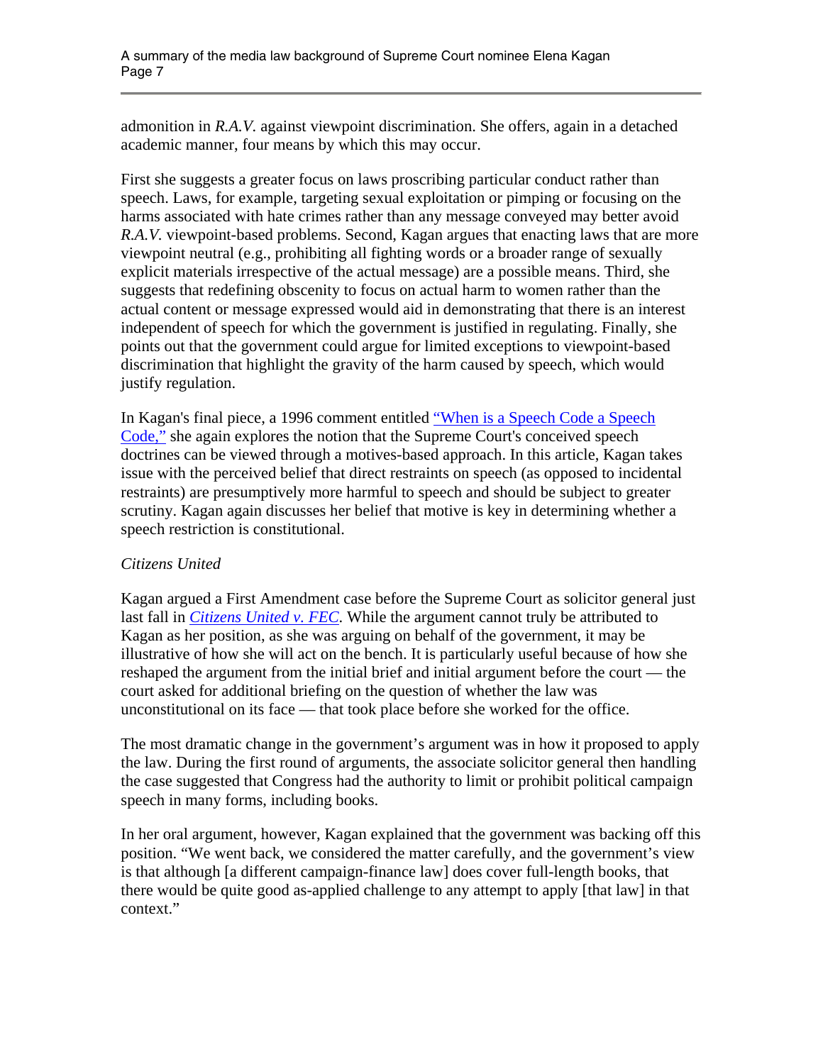admonition in *R.A.V.* against viewpoint discrimination. She offers, again in a detached academic manner, four means by which this may occur.

First she suggests a greater focus on laws proscribing particular conduct rather than speech. Laws, for example, targeting sexual exploitation or pimping or focusing on the harms associated with hate crimes rather than any message conveyed may better avoid *R.A.V.* viewpoint-based problems. Second, Kagan argues that enacting laws that are more viewpoint neutral (e.g., prohibiting all fighting words or a broader range of sexually explicit materials irrespective of the actual message) are a possible means. Third, she suggests that redefining obscenity to focus on actual harm to women rather than the actual content or message expressed would aid in demonstrating that there is an interest independent of speech for which the government is justified in regulating. Finally, she points out that the government could argue for limited exceptions to viewpoint-based discrimination that highlight the gravity of the harm caused by speech, which would justify regulation.

In Kagan's final piece, a 1996 comment entitled "When is a Speech Code a Speech Code," she again explores the notion that the Supreme Court's conceived speech doctrines can be viewed through a motives-based approach. In this article, Kagan takes issue with the perceived belief that direct restraints on speech (as opposed to incidental restraints) are presumptively more harmful to speech and should be subject to greater scrutiny. Kagan again discusses her belief that motive is key in determining whether a speech restriction is constitutional.

*Citizens United*

Kagan argued a First Amendment case before the Supreme Court as solicitor general just last fall in *Citizens United v. FEC*. While the argument cannot truly be attributed to Kagan as her position, as she was arguing on behalf of the government, it may be illustrative of how she will act on the bench. It is particularly useful because of how she reshaped the argument from the initial brief and initial argument before the court — the court asked for additional briefing on the question of whether the law was unconstitutional on its face — that took place before she worked for the office.

The most dramatic change in the government's argument was in how it proposed to apply the law. During the first round of arguments, the associate solicitor general then handling the case suggested that Congress had the authority to limit or prohibit political campaign speech in many forms, including books.

In her oral argument, however, Kagan explained that the government was backing off this position. "We went back, we considered the matter carefully, and the government's view is that although [a different campaign-finance law] does cover full-length books, that there would be quite good as-applied challenge to any attempt to apply [that law] in that context."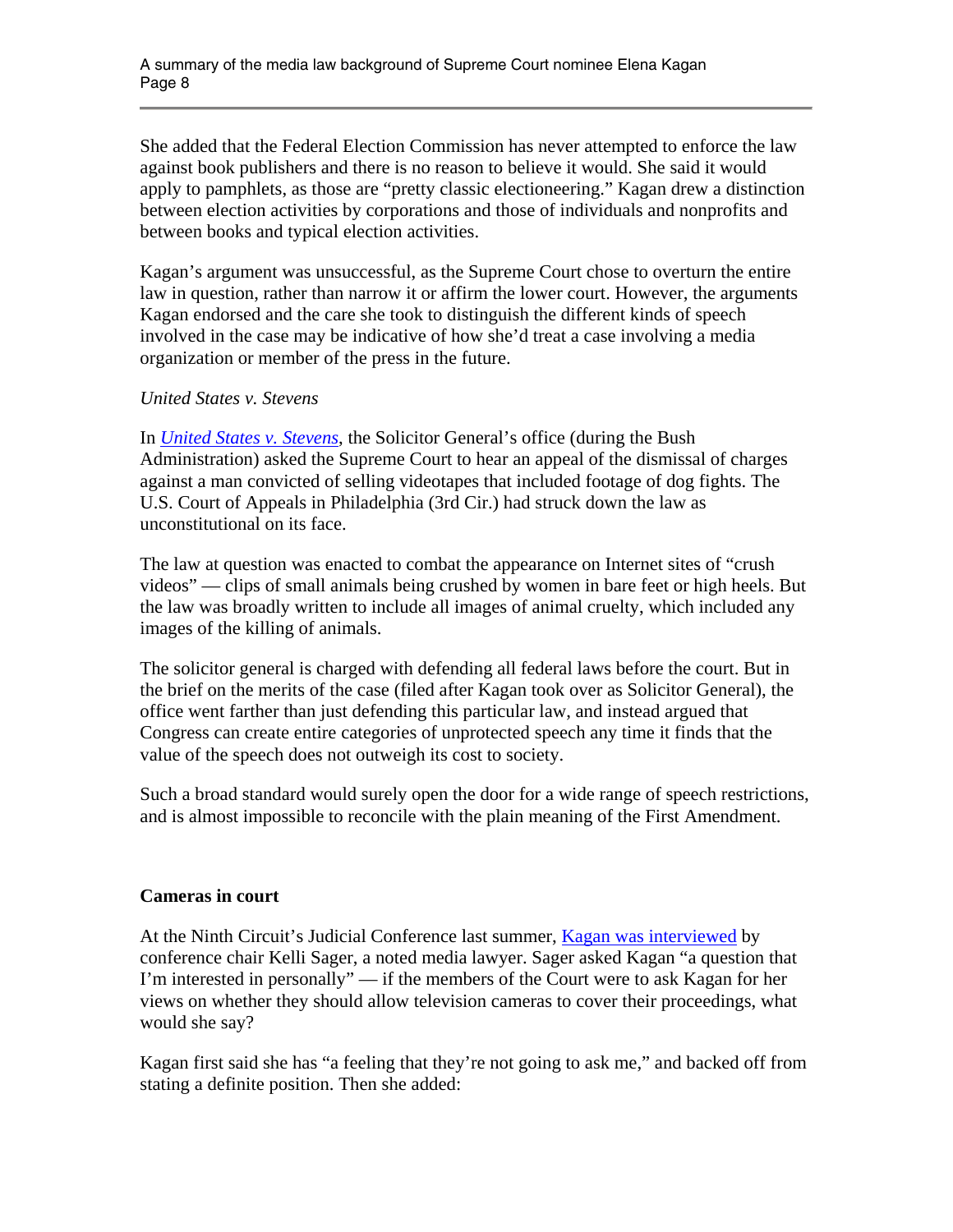She added that the Federal Election Commission has never attempted to enforce the law against book publishers and there is no reason to believe it would. She said it would apply to pamphlets, as those are "pretty classic electioneering." Kagan drew a distinction between election activities by corporations and those of individuals and nonprofits and between books and typical election activities.

Kagan's argument was unsuccessful, as the Supreme Court chose to overturn the entire law in question, rather than narrow it or affirm the lower court. However, the arguments Kagan endorsed and the care she took to distinguish the different kinds of speech involved in the case may be indicative of how she'd treat a case involving a media organization or member of the press in the future.

*United States v. Stevens*

In *[United States v. Stevens](#)*, the Solicitor General's office (during the Bush Administration) asked the Supreme Court to hear an appeal of the dismissal of charges against a man convicted of selling videotapes that included footage of dog fights. The U.S. Court of Appeals in Philadelphia (3rd Cir.) had struck down the law as unconstitutional on its face.

The law at question was enacted to combat the appearance on Internet sites of "crush videos" — clips of small animals being crushed by women in bare feet or high heels. But the law was broadly written to include all images of animal cruelty, which included any images of the killing of animals.

The solicitor general is charged with defending all federal laws before the court. But in the brief on the merits of the case (filed after Kagan took over as Solicitor General), the office went farther than just defending this particular law, and instead argued that Congress can create entire categories of unprotected speech any time it finds that the value of the speech does not outweigh its cost to society.

Such a broad standard would surely open the door for a wide range of speech restrictions, and is almost impossible to reconcile with the plain meaning of the First Amendment.

**Cameras in court**

At the Ninth Circuit's Judicial Conference last summer, [Kagan was interviewed](#) by conference chair Kelli Sager, a noted media lawyer. Sager asked Kagan "a question that I'm interested in personally" — if the members of the Court were to ask Kagan for her views on whether they should allow television cameras to cover their proceedings, what would she say?

Kagan first said she has "a feeling that they're not going to ask me," and backed off from stating a definite position. Then she added: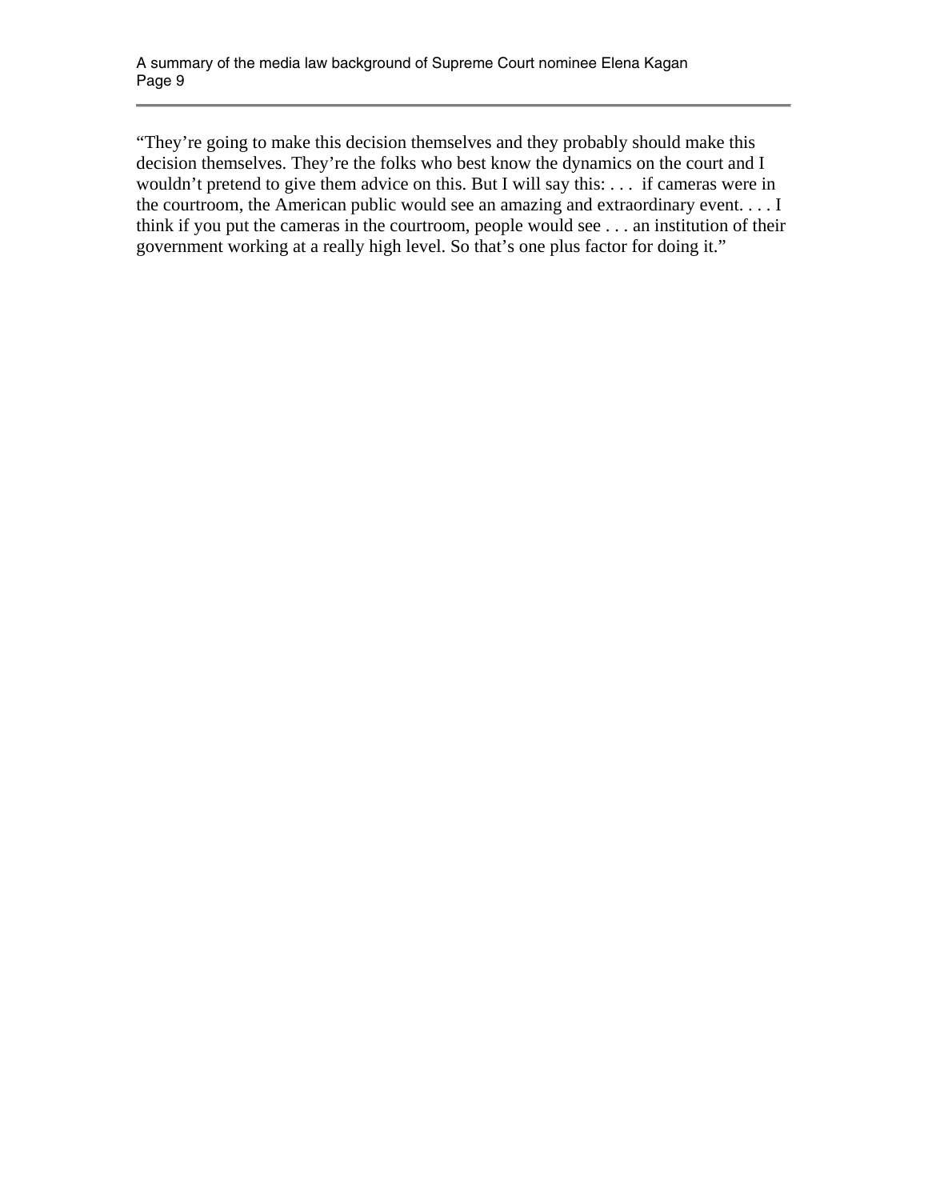"They're going to make this decision themselves and they probably should make this decision themselves. They're the folks who best know the dynamics on the court and I wouldn't pretend to give them advice on this. But I will say this: . . . if cameras were in the courtroom, the American public would see an amazing and extraordinary event. . . . I think if you put the cameras in the courtroom, people would see . . . an institution of their government working at a really high level. So that's one plus factor for doing it."